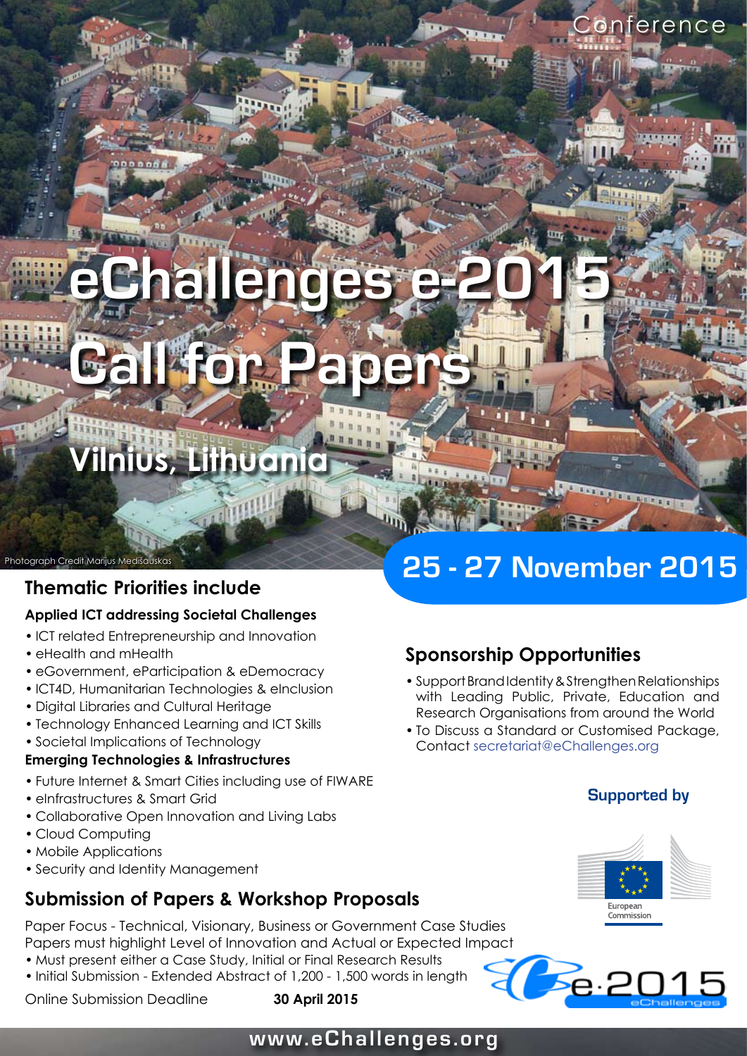Conference

# eChallenges e-2015

# Call for Papers

## Vilnius, Lithuania

Photograph Credit Marijus Medišauskas

## 25 - 27 November 2015

## Thematic Priorities include

### Applied ICT addressing Societal Challenges

- ICT related Entrepreneurship and Innovation
- eHealth and mHealth
- eGovernment, eParticipation & eDemocracy
- ICT4D, Humanitarian Technologies & eInclusion
- Digital Libraries and Cultural Heritage
- Technology Enhanced Learning and ICT Skills
- Societal Implications of Technology

### Emerging Technologies & Infrastructures

- Future Internet & Smart Cities including use of FIWARE
- eInfrastructures & Smart Grid
- Collaborative Open Innovation and Living Labs
- Cloud Computing
- Mobile Applications
- Security and Identity Management

## Submission of Papers & Workshop Proposals

Paper Focus - Technical, Visionary, Business or Government Case Studies
Papers must highlight Level of Innovation and Actual or Expected Impact

- Must present either a Case Study, Initial or Final Research Results
- Initial Submission - Extended Abstract of 1,200 - 1,500 words in length

Online Submission Deadline **30 April 2015**

## Sponsorship Opportunities

- Support Brand Identity & Strengthen Relationships with Leading Public, Private, Education and Research Organisations from around the World
- To Discuss a Standard or Customised Package, Contact secretariat@eChallenges.org

### Supported by

European Commission

e-2015 eChallenges

www.eChallenges.org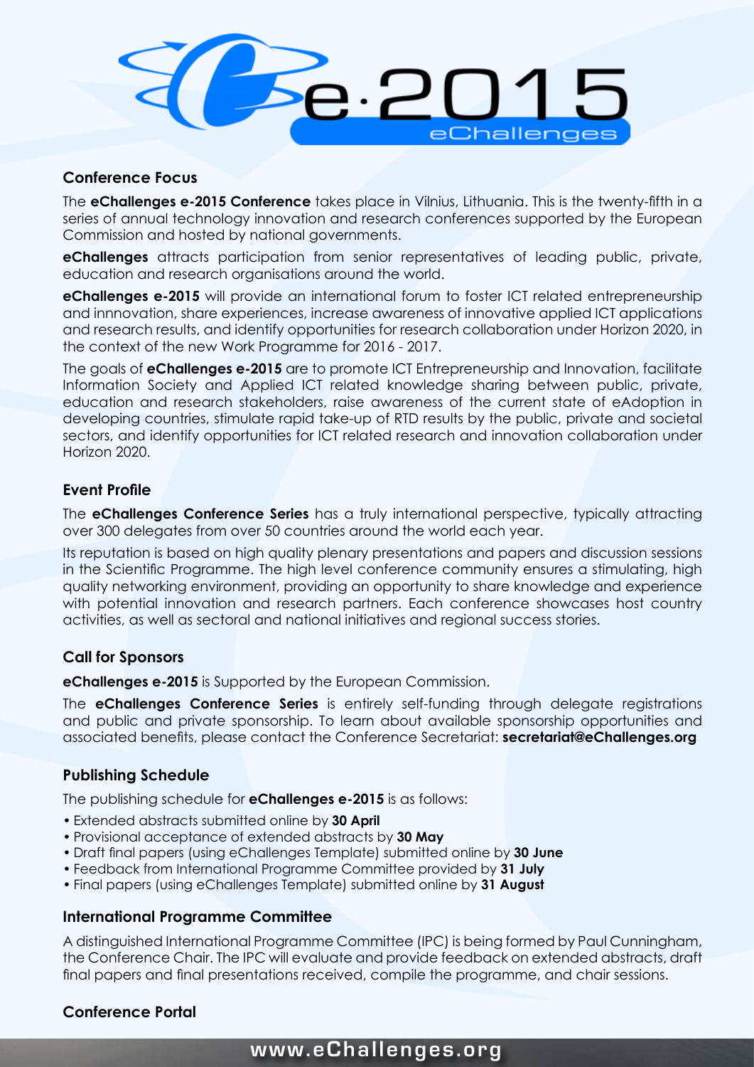# e·2015 eChallenges

### Conference Focus

The **eChallenges e-2015 Conference** takes place in Vilnius, Lithuania. This is the twenty-fifth in a series of annual technology innovation and research conferences supported by the European Commission and hosted by national governments.

**eChallenges** attracts participation from senior representatives of leading public, private, education and research organisations around the world.

**eChallenges e-2015** will provide an international forum to foster ICT related entrepreneurship and innnovation, share experiences, increase awareness of innovative applied ICT applications and research results, and identify opportunities for research collaboration under Horizon 2020, in the context of the new Work Programme for 2016 - 2017.

The goals of **eChallenges e-2015** are to promote ICT Entrepreneurship and Innovation, facilitate Information Society and Applied ICT related knowledge sharing between public, private, education and research stakeholders, raise awareness of the current state of eAdoption in developing countries, stimulate rapid take-up of RTD results by the public, private and societal sectors, and identify opportunities for ICT related research and innovation collaboration under Horizon 2020.

### Event Profile

The **eChallenges Conference Series** has a truly international perspective, typically attracting over 300 delegates from over 50 countries around the world each year.

Its reputation is based on high quality plenary presentations and papers and discussion sessions in the Scientific Programme. The high level conference community ensures a stimulating, high quality networking environment, providing an opportunity to share knowledge and experience with potential innovation and research partners. Each conference showcases host country activities, as well as sectoral and national initiatives and regional success stories.

### Call for Sponsors

**eChallenges e-2015** is Supported by the European Commission.

The **eChallenges Conference Series** is entirely self-funding through delegate registrations and public and private sponsorship. To learn about available sponsorship opportunities and associated benefits, please contact the Conference Secretariat: **secretariat@eChallenges.org**

### Publishing Schedule

The publishing schedule for **eChallenges e-2015** is as follows:

- Extended abstracts submitted online by **30 April**
- Provisional acceptance of extended abstracts by **30 May**
- Draft final papers (using eChallenges Template) submitted online by **30 June**
- Feedback from International Programme Committee provided by **31 July**
- Final papers (using eChallenges Template) submitted online by **31 August**

### International Programme Committee

A distinguished International Programme Committee (IPC) is being formed by Paul Cunningham, the Conference Chair. The IPC will evaluate and provide feedback on extended abstracts, draft final papers and final presentations received, compile the programme, and chair sessions.

### Conference Portal

**www.eChallenges.org**